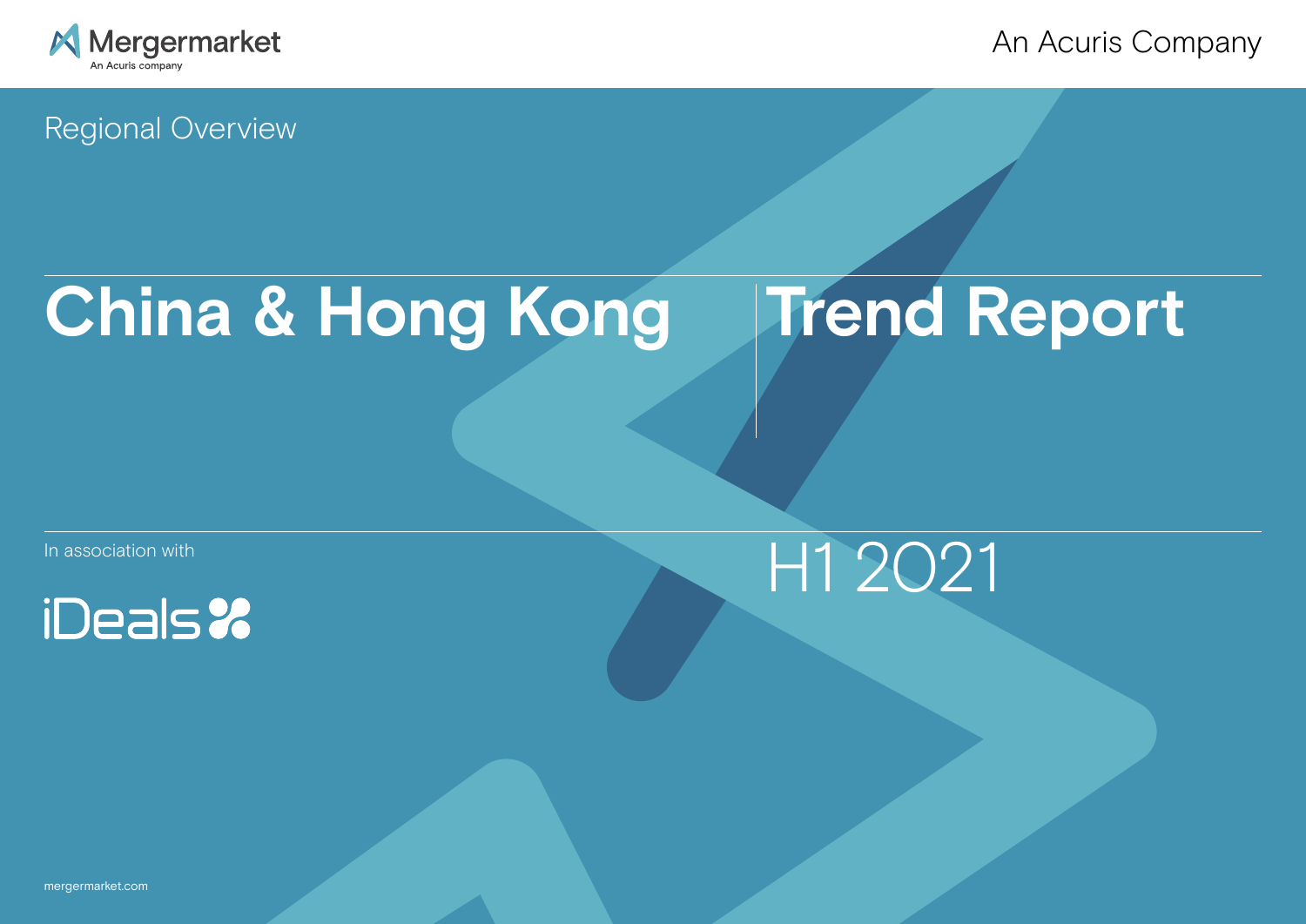Mergermarket

An Acuris company

An Acuris Company

Regional Overview

# China & Hong Kong Trend Report

In association with

iDeals

## H1 2021

mergermarket.com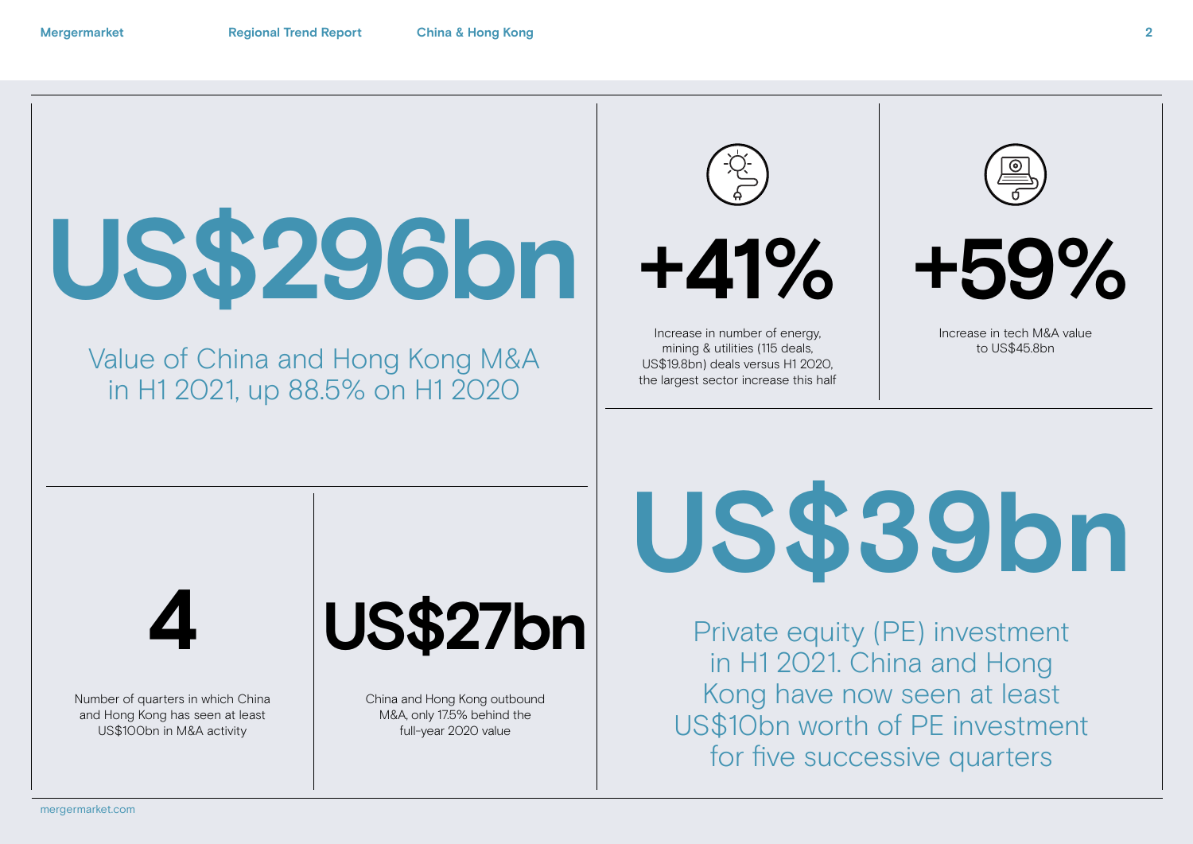## US$296bn

Value of China and Hong Kong M&A in H1 2021, up 88.5% on H1 2020

## +41%

Increase in number of energy, mining & utilities (115 deals, US$19.8bn) deals versus H1 2020, the largest sector increase this half

## +59%

Increase in tech M&A value to US$45.8bn

## 4

Number of quarters in which China and Hong Kong has seen at least US$100bn in M&A activity

## US$27bn

China and Hong Kong outbound M&A, only 17.5% behind the full-year 2020 value

## US$39bn

Private equity (PE) investment in H1 2021. China and Hong Kong have now seen at least US$10bn worth of PE investment for five successive quarters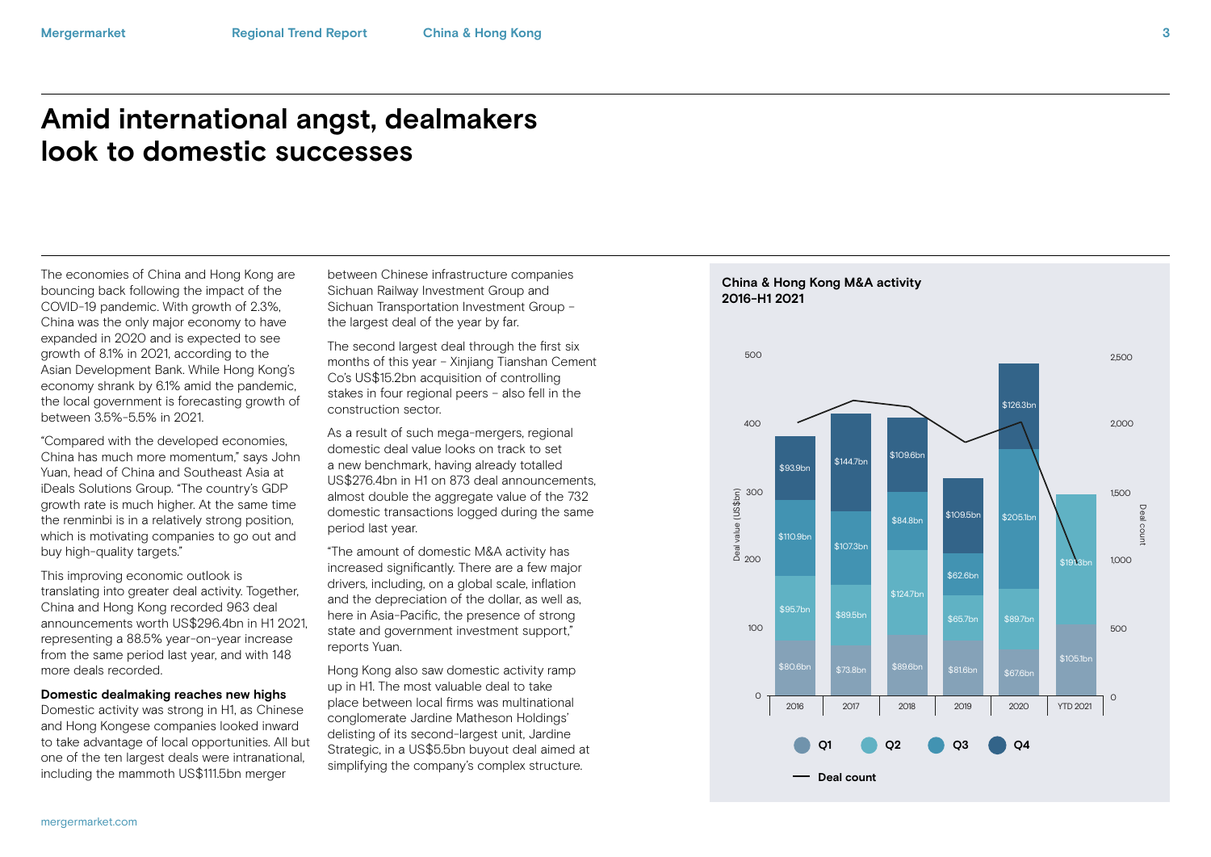# Amid international angst, dealmakers look to domestic successes

The economies of China and Hong Kong are bouncing back following the impact of the COVID-19 pandemic. With growth of 2.3%, China was the only major economy to have expanded in 2020 and is expected to see growth of 8.1% in 2021, according to the Asian Development Bank. While Hong Kong's economy shrank by 6.1% amid the pandemic, the local government is forecasting growth of between 3.5%-5.5% in 2021.

"Compared with the developed economies, China has much more momentum," says John Yuan, head of China and Southeast Asia at iDeals Solutions Group. "The country's GDP growth rate is much higher. At the same time the renminbi is in a relatively strong position, which is motivating companies to go out and buy high-quality targets."

This improving economic outlook is translating into greater deal activity. Together, China and Hong Kong recorded 963 deal announcements worth US$296.4bn in H1 2021, representing a 88.5% year-on-year increase from the same period last year, and with 148 more deals recorded.

**Domestic dealmaking reaches new highs**

Domestic activity was strong in H1, as Chinese and Hong Kongese companies looked inward to take advantage of local opportunities. All but one of the ten largest deals were intranational, including the mammoth US$111.5bn merger between Chinese infrastructure companies Sichuan Railway Investment Group and Sichuan Transportation Investment Group – the largest deal of the year by far.

The second largest deal through the first six months of this year – Xinjiang Tianshan Cement Co's US$15.2bn acquisition of controlling stakes in four regional peers – also fell in the construction sector.

As a result of such mega-mergers, regional domestic deal value looks on track to set a new benchmark, having already totalled US$276.4bn in H1 on 873 deal announcements, almost double the aggregate value of the 732 domestic transactions logged during the same period last year.

"The amount of domestic M&A activity has increased significantly. There are a few major drivers, including, on a global scale, inflation and the depreciation of the dollar, as well as, here in Asia-Pacific, the presence of strong state and government investment support," reports Yuan.

Hong Kong also saw domestic activity ramp up in H1. The most valuable deal to take place between local firms was multinational conglomerate Jardine Matheson Holdings' delisting of its second-largest unit, Jardine Strategic, in a US$5.5bn buyout deal aimed at simplifying the company's complex structure.

**China & Hong Kong M&A activity 2016-H1 2021**

| Deal value (US$bn) | 2016 | 2017 | 2018 | 2019 | 2020 | YTD 2021 |
|---|---|---|---|---|---|---|
| Q1 | $80.6bn | $73.8bn | $89.6bn | $81.6bn | $67.6bn | $105.1bn |
| Q2 | $95.7bn | $89.5bn | $124.7bn | $65.7bn | $89.7bn | $191.3bn |
| Q3 | $110.9bn | $107.3bn | $84.8bn | $62.6bn | $205.1bn | |
| Q4 | $93.9bn | $144.7bn | $109.6bn | $109.5bn | $126.3bn | |

Q1 Q2 Q3 Q4 — Deal count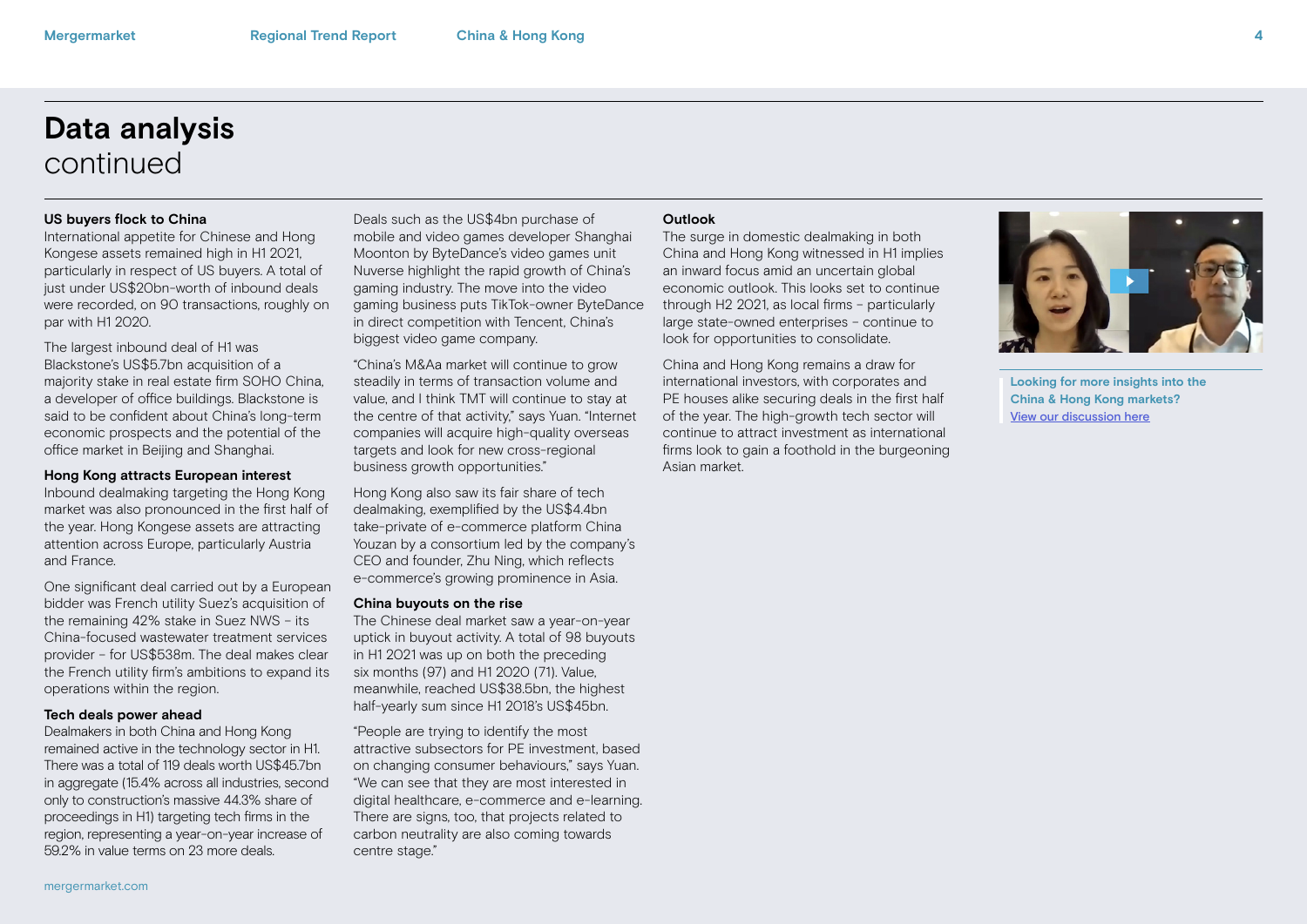# Data analysis
continued

### US buyers flock to China

International appetite for Chinese and Hong Kongese assets remained high in H1 2021, particularly in respect of US buyers. A total of just under US$20bn-worth of inbound deals were recorded, on 90 transactions, roughly on par with H1 2020.

The largest inbound deal of H1 was Blackstone's US$5.7bn acquisition of a majority stake in real estate firm SOHO China, a developer of office buildings. Blackstone is said to be confident about China's long-term economic prospects and the potential of the office market in Beijing and Shanghai.

### Hong Kong attracts European interest

Inbound dealmaking targeting the Hong Kong market was also pronounced in the first half of the year. Hong Kongese assets are attracting attention across Europe, particularly Austria and France.

One significant deal carried out by a European bidder was French utility Suez's acquisition of the remaining 42% stake in Suez NWS – its China-focused wastewater treatment services provider – for US$538m. The deal makes clear the French utility firm's ambitions to expand its operations within the region.

### Tech deals power ahead

Dealmakers in both China and Hong Kong remained active in the technology sector in H1. There was a total of 119 deals worth US$45.7bn in aggregate (15.4% across all industries, second only to construction's massive 44.3% share of proceedings in H1) targeting tech firms in the region, representing a year-on-year increase of 59.2% in value terms on 23 more deals.

Deals such as the US$4bn purchase of mobile and video games developer Shanghai Moonton by ByteDance's video games unit Nuverse highlight the rapid growth of China's gaming industry. The move into the video gaming business puts TikTok-owner ByteDance in direct competition with Tencent, China's biggest video game company.

"China's M&Aa market will continue to grow steadily in terms of transaction volume and value, and I think TMT will continue to stay at the centre of that activity," says Yuan. "Internet companies will acquire high-quality overseas targets and look for new cross-regional business growth opportunities."

Hong Kong also saw its fair share of tech dealmaking, exemplified by the US$4.4bn take-private of e-commerce platform China Youzan by a consortium led by the company's CEO and founder, Zhu Ning, which reflects e-commerce's growing prominence in Asia.

### China buyouts on the rise

The Chinese deal market saw a year-on-year uptick in buyout activity. A total of 98 buyouts in H1 2021 was up on both the preceding six months (97) and H1 2020 (71). Value, meanwhile, reached US$38.5bn, the highest half-yearly sum since H1 2018's US$45bn.

"People are trying to identify the most attractive subsectors for PE investment, based on changing consumer behaviours," says Yuan. "We can see that they are most interested in digital healthcare, e-commerce and e-learning. There are signs, too, that projects related to carbon neutrality are also coming towards centre stage."

### Outlook

The surge in domestic dealmaking in both China and Hong Kong witnessed in H1 implies an inward focus amid an uncertain global economic outlook. This looks set to continue through H2 2021, as local firms – particularly large state-owned enterprises – continue to look for opportunities to consolidate.

China and Hong Kong remains a draw for international investors, with corporates and PE houses alike securing deals in the first half of the year. The high-growth tech sector will continue to attract investment as international firms look to gain a foothold in the burgeoning Asian market.

**Looking for more insights into the China & Hong Kong markets?**
View our discussion here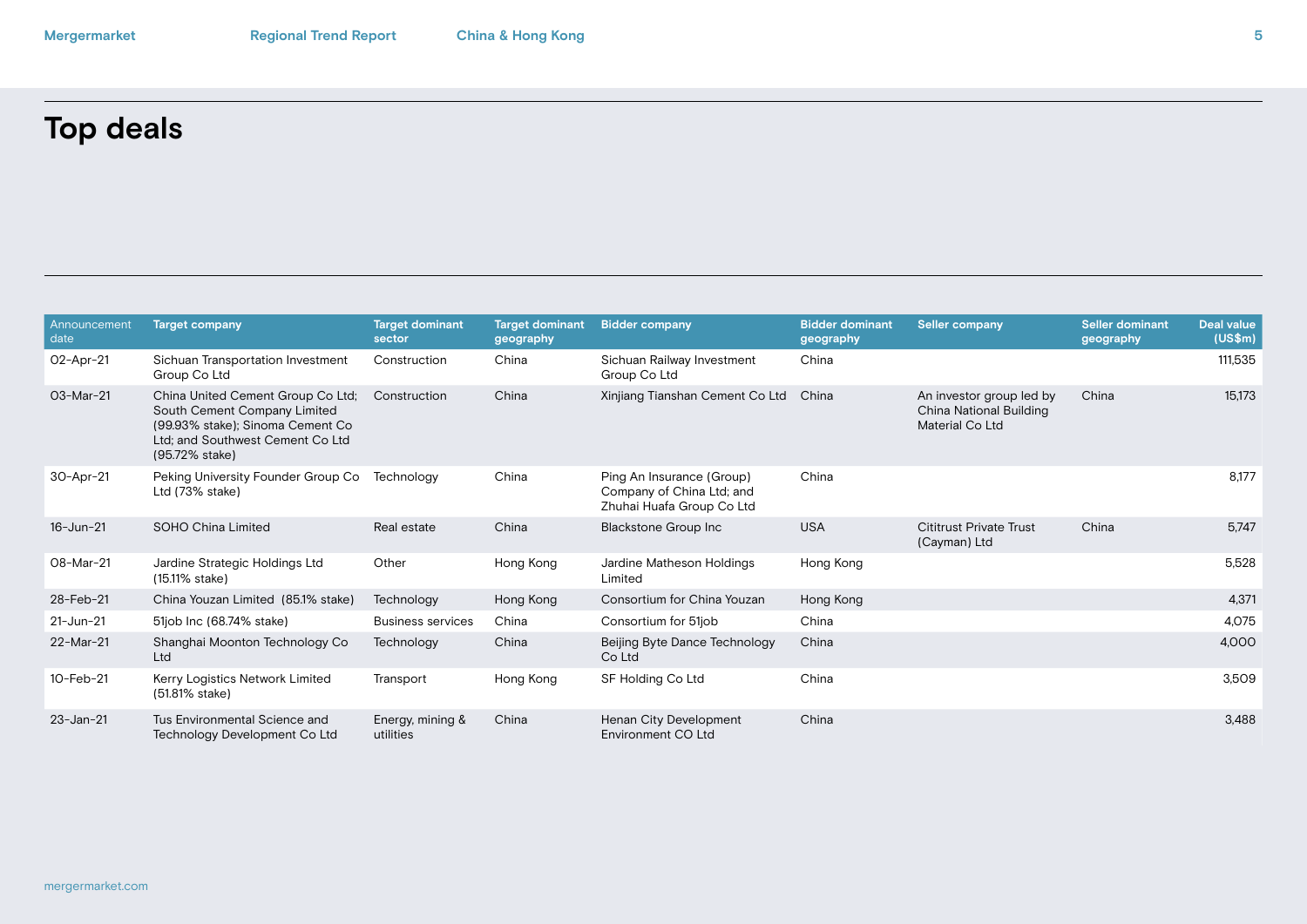# Top deals

| Announcement date | Target company | Target dominant sector | Target dominant geography | Bidder company | Bidder dominant geography | Seller company | Seller dominant geography | Deal value (US$m) |
|---|---|---|---|---|---|---|---|---|
| 02-Apr-21 | Sichuan Transportation Investment Group Co Ltd | Construction | China | Sichuan Railway Investment Group Co Ltd | China | | | 111,535 |
| 03-Mar-21 | China United Cement Group Co Ltd; South Cement Company Limited (99.93% stake); Sinoma Cement Co Ltd; and Southwest Cement Co Ltd (95.72% stake) | Construction | China | Xinjiang Tianshan Cement Co Ltd | China | An investor group led by China National Building Material Co Ltd | China | 15,173 |
| 30-Apr-21 | Peking University Founder Group Co Ltd (73% stake) | Technology | China | Ping An Insurance (Group) Company of China Ltd; and Zhuhai Huafa Group Co Ltd | China | | | 8,177 |
| 16-Jun-21 | SOHO China Limited | Real estate | China | Blackstone Group Inc | USA | Cititrust Private Trust (Cayman) Ltd | China | 5,747 |
| 08-Mar-21 | Jardine Strategic Holdings Ltd (15.11% stake) | Other | Hong Kong | Jardine Matheson Holdings Limited | Hong Kong | | | 5,528 |
| 28-Feb-21 | China Youzan Limited (85.1% stake) | Technology | Hong Kong | Consortium for China Youzan | Hong Kong | | | 4,371 |
| 21-Jun-21 | 51job Inc (68.74% stake) | Business services | China | Consortium for 51job | China | | | 4,075 |
| 22-Mar-21 | Shanghai Moonton Technology Co Ltd | Technology | China | Beijing Byte Dance Technology Co Ltd | China | | | 4,000 |
| 10-Feb-21 | Kerry Logistics Network Limited (51.81% stake) | Transport | Hong Kong | SF Holding Co Ltd | China | | | 3,509 |
| 23-Jan-21 | Tus Environmental Science and Technology Development Co Ltd | Energy, mining & utilities | China | Henan City Development Environment CO Ltd | China | | | 3,488 |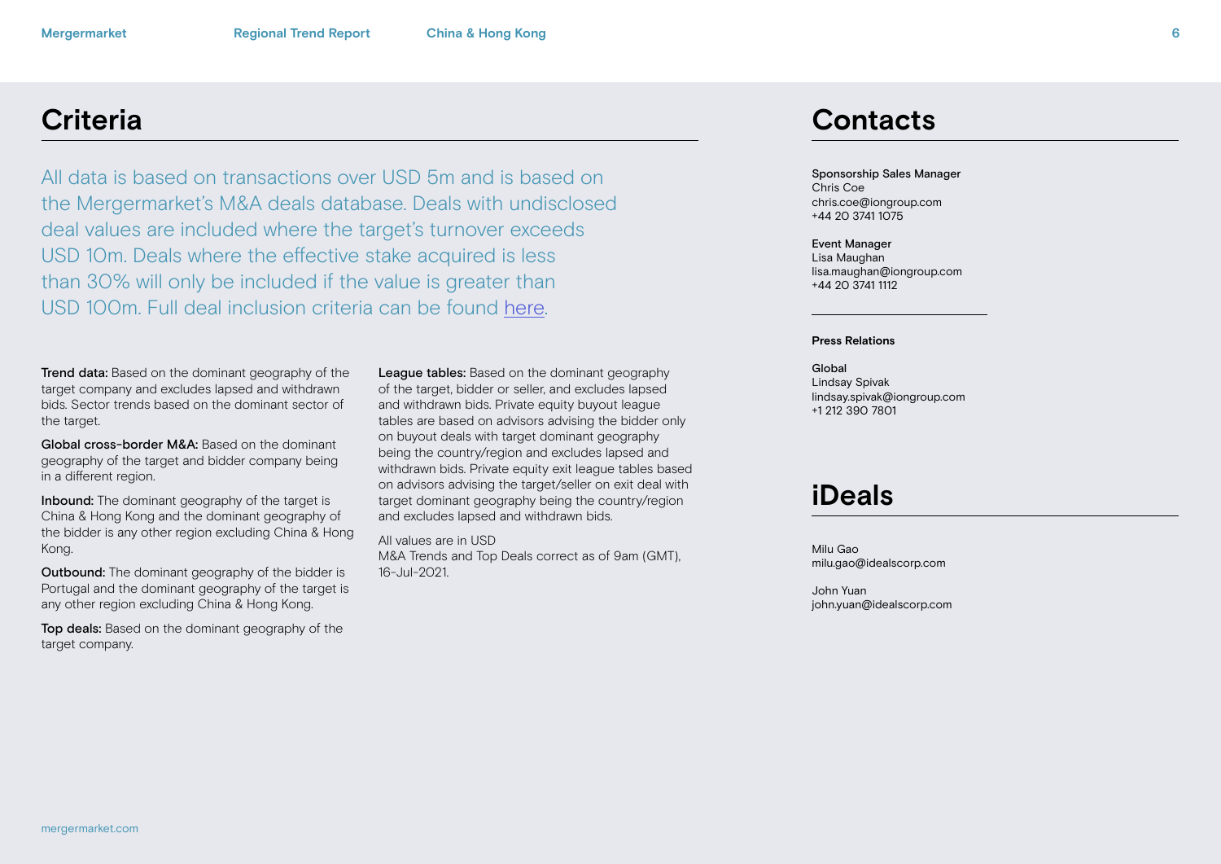## Criteria

All data is based on transactions over USD 5m and is based on the Mergermarket's M&A deals database. Deals with undisclosed deal values are included where the target's turnover exceeds USD 10m. Deals where the effective stake acquired is less than 30% will only be included if the value is greater than USD 100m. Full deal inclusion criteria can be found here.

**Trend data:** Based on the dominant geography of the target company and excludes lapsed and withdrawn bids. Sector trends based on the dominant sector of the target.

**Global cross-border M&A:** Based on the dominant geography of the target and bidder company being in a different region.

**Inbound:** The dominant geography of the target is China & Hong Kong and the dominant geography of the bidder is any other region excluding China & Hong Kong.

**Outbound:** The dominant geography of the bidder is Portugal and the dominant geography of the target is any other region excluding China & Hong Kong.

**Top deals:** Based on the dominant geography of the target company.

**League tables:** Based on the dominant geography of the target, bidder or seller, and excludes lapsed and withdrawn bids. Private equity buyout league tables are based on advisors advising the bidder only on buyout deals with target dominant geography being the country/region and excludes lapsed and withdrawn bids. Private equity exit league tables based on advisors advising the target/seller on exit deal with target dominant geography being the country/region and excludes lapsed and withdrawn bids.

All values are in USD
M&A Trends and Top Deals correct as of 9am (GMT), 16-Jul-2021.

## Contacts

**Sponsorship Sales Manager**
Chris Coe
chris.coe@iongroup.com
+44 20 3741 1075

**Event Manager**
Lisa Maughan
lisa.maughan@iongroup.com
+44 20 3741 1112

**Press Relations**

Global
Lindsay Spivak
lindsay.spivak@iongroup.com
+1 212 390 7801

## iDeals

Milu Gao
milu.gao@idealscorp.com

John Yuan
john.yuan@idealscorp.com

mergermarket.com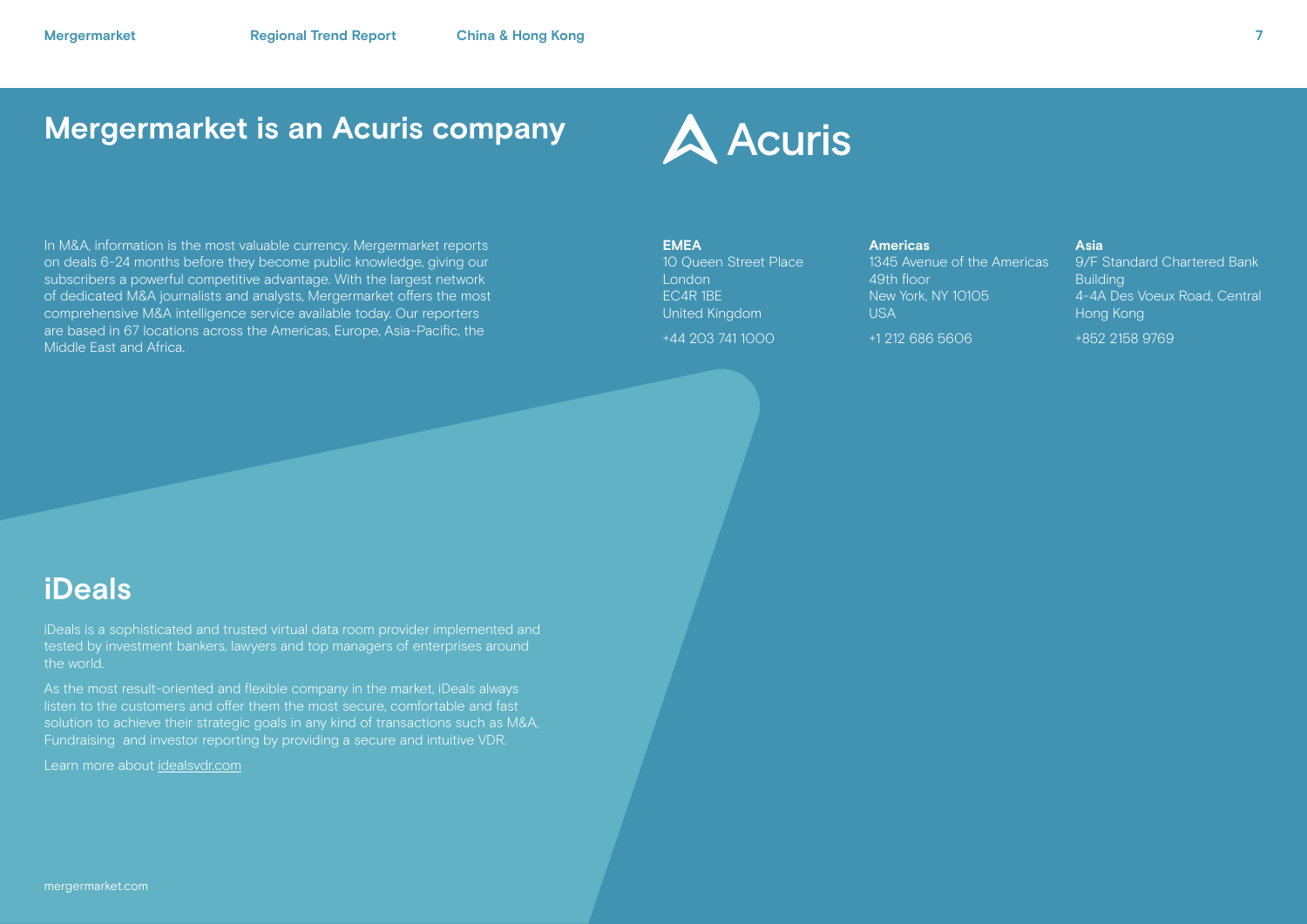## Mergermarket is an Acuris company

Acuris

In M&A, information is the most valuable currency. Mergermarket reports on deals 6-24 months before they become public knowledge, giving our subscribers a powerful competitive advantage. With the largest network of dedicated M&A journalists and analysts, Mergermarket offers the most comprehensive M&A intelligence service available today. Our reporters are based in 67 locations across the Americas, Europe, Asia-Pacific, the Middle East and Africa.

**EMEA**
10 Queen Street Place
London
EC4R 1BE
United Kingdom

+44 203 741 1000

**Americas**
1345 Avenue of the Americas
49th floor
New York, NY 10105
USA

+1 212 686 5606

**Asia**
9/F Standard Chartered Bank Building
4-4A Des Voeux Road, Central
Hong Kong

+852 2158 9769

## iDeals

iDeals is a sophisticated and trusted virtual data room provider implemented and tested by investment bankers, lawyers and top managers of enterprises around the world.

As the most result-oriented and flexible company in the market, iDeals always listen to the customers and offer them the most secure, comfortable and fast solution to achieve their strategic goals in any kind of transactions such as M&A, Fundraising and investor reporting by providing a secure and intuitive VDR.

Learn more about idealsvdr.com

mergermarket.com